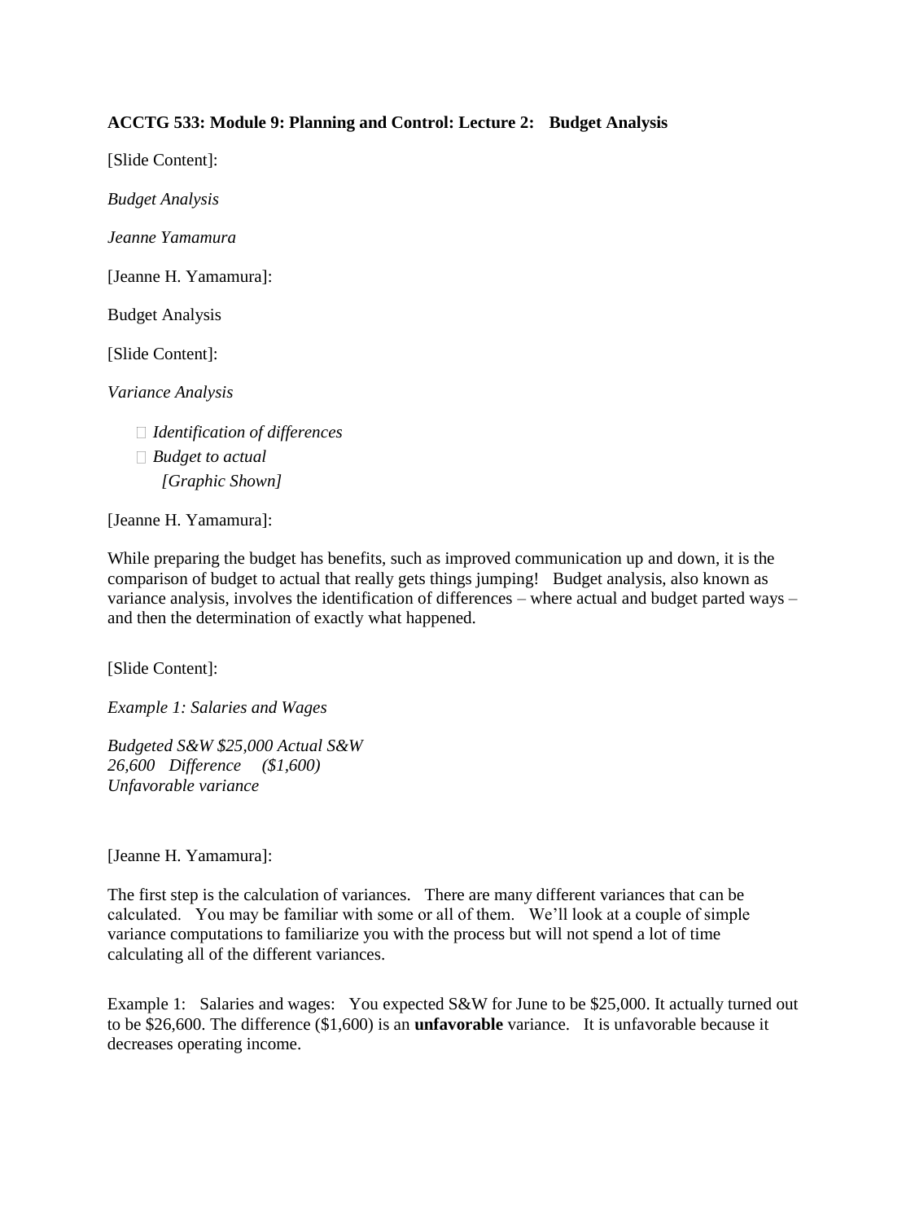**ACCTG 533: Module 9: Planning and Control: Lecture 2: Budget Analysis**

[Slide Content]:

*Budget Analysis*

*Jeanne Yamamura*

[Jeanne H. Yamamura]:

Budget Analysis

[Slide Content]:

*Variance Analysis*

- *Identification of differences*
- *Budget to actual*
  *[Graphic Shown]*

[Jeanne H. Yamamura]:

While preparing the budget has benefits, such as improved communication up and down, it is the comparison of budget to actual that really gets things jumping! Budget analysis, also known as variance analysis, involves the identification of differences – where actual and budget parted ways – and then the determination of exactly what happened.

[Slide Content]:

*Example 1: Salaries and Wages*

*Budgeted S&W $25,000 Actual S&W 26,600 Difference ($1,600) Unfavorable variance*

[Jeanne H. Yamamura]:

The first step is the calculation of variances. There are many different variances that can be calculated. You may be familiar with some or all of them. We'll look at a couple of simple variance computations to familiarize you with the process but will not spend a lot of time calculating all of the different variances.

Example 1: Salaries and wages: You expected S&W for June to be $25,000. It actually turned out to be $26,600. The difference ($1,600) is an **unfavorable** variance. It is unfavorable because it decreases operating income.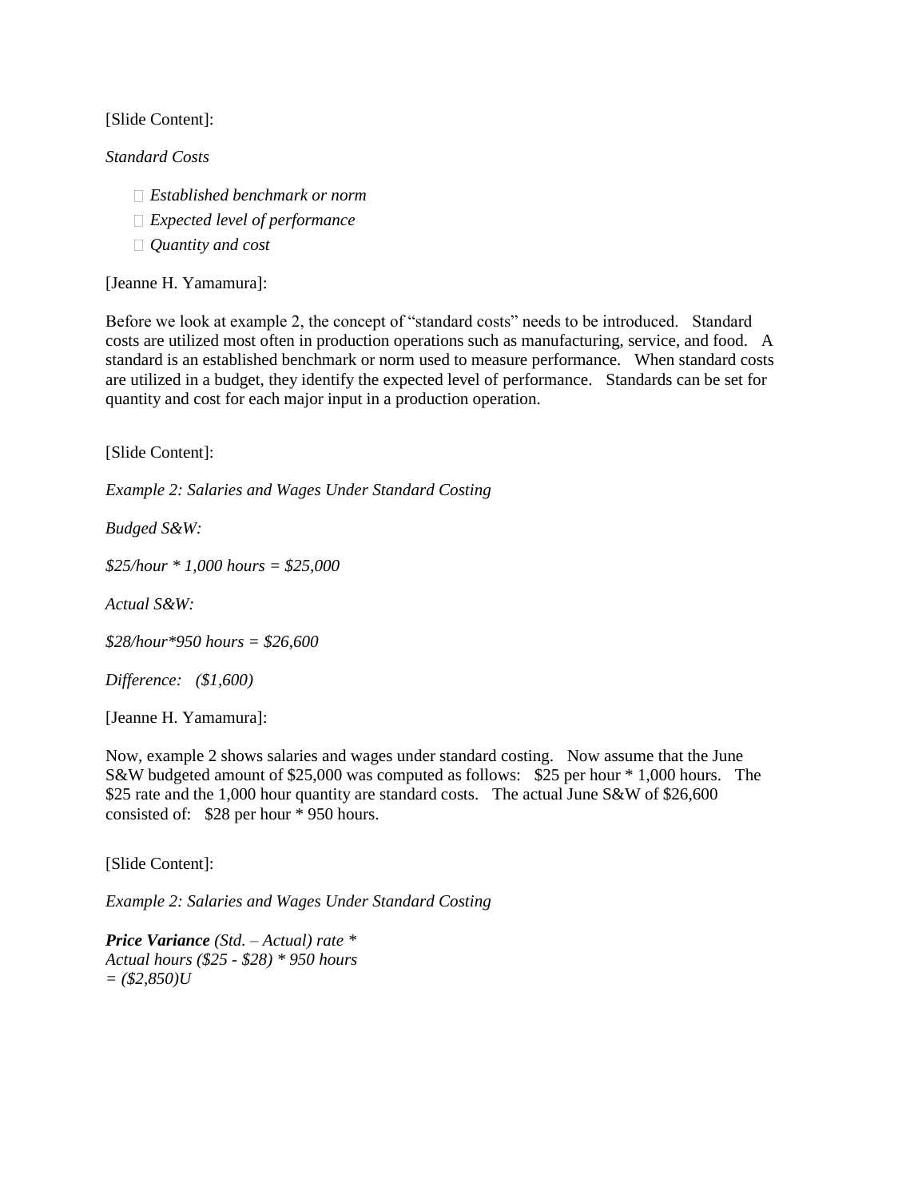[Slide Content]:

*Standard Costs*

- *Established benchmark or norm*
- *Expected level of performance*
- *Quantity and cost*

[Jeanne H. Yamamura]:

Before we look at example 2, the concept of "standard costs" needs to be introduced. Standard costs are utilized most often in production operations such as manufacturing, service, and food. A standard is an established benchmark or norm used to measure performance. When standard costs are utilized in a budget, they identify the expected level of performance. Standards can be set for quantity and cost for each major input in a production operation.

[Slide Content]:

*Example 2: Salaries and Wages Under Standard Costing*

*Budged S&W:*

*$25/hour * 1,000 hours = $25,000*

*Actual S&W:*

*$28/hour*950 hours = $26,600*

*Difference: ($1,600)*

[Jeanne H. Yamamura]:

Now, example 2 shows salaries and wages under standard costing. Now assume that the June S&W budgeted amount of $25,000 was computed as follows: $25 per hour * 1,000 hours. The $25 rate and the 1,000 hour quantity are standard costs. The actual June S&W of $26,600 consisted of: $28 per hour * 950 hours.

[Slide Content]:

*Example 2: Salaries and Wages Under Standard Costing*

***Price Variance** (Std. – Actual) rate * Actual hours ($25 - $28) * 950 hours = ($2,850)U*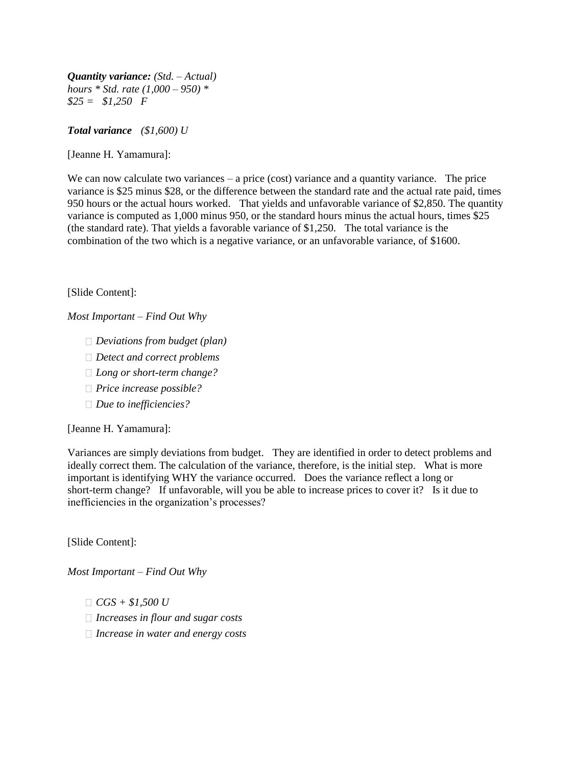***Quantity variance:*** *(Std. – Actual) hours * Std. rate (1,000 – 950) * $25 = $1,250 F*

***Total variance*** *($1,600) U*

[Jeanne H. Yamamura]:

We can now calculate two variances – a price (cost) variance and a quantity variance. The price variance is $25 minus $28, or the difference between the standard rate and the actual rate paid, times 950 hours or the actual hours worked. That yields and unfavorable variance of $2,850. The quantity variance is computed as 1,000 minus 950, or the standard hours minus the actual hours, times $25 (the standard rate). That yields a favorable variance of $1,250. The total variance is the combination of the two which is a negative variance, or an unfavorable variance, of $1600.

[Slide Content]:

*Most Important – Find Out Why*

- *Deviations from budget (plan)*
- *Detect and correct problems*
- *Long or short-term change?*
- *Price increase possible?*
- *Due to inefficiencies?*

[Jeanne H. Yamamura]:

Variances are simply deviations from budget. They are identified in order to detect problems and ideally correct them. The calculation of the variance, therefore, is the initial step. What is more important is identifying WHY the variance occurred. Does the variance reflect a long or short-term change? If unfavorable, will you be able to increase prices to cover it? Is it due to inefficiencies in the organization's processes?

[Slide Content]:

*Most Important – Find Out Why*

- *CGS + $1,500 U*
- *Increases in flour and sugar costs*
- *Increase in water and energy costs*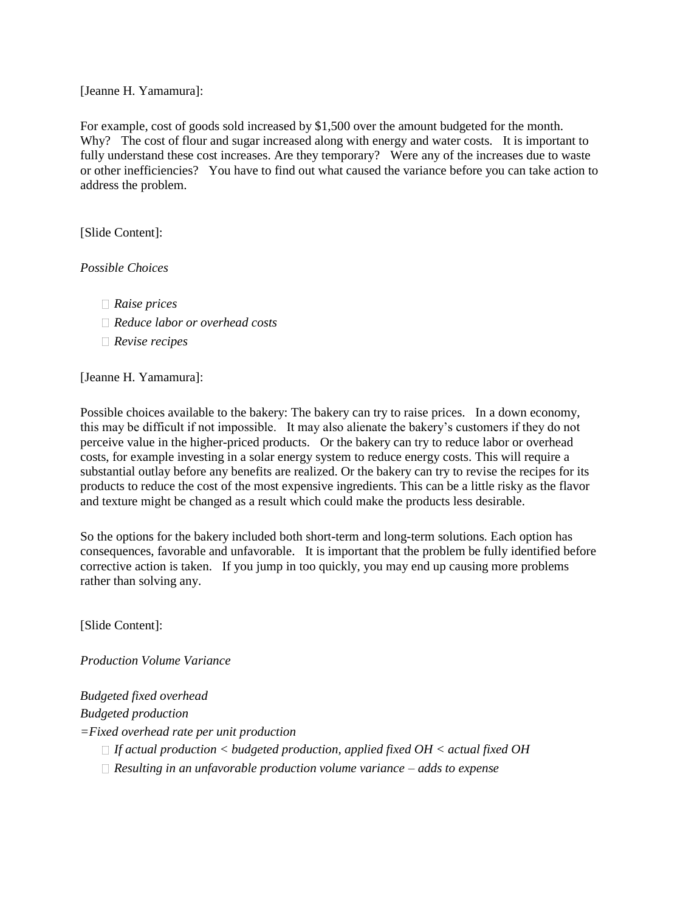[Jeanne H. Yamamura]:

For example, cost of goods sold increased by $1,500 over the amount budgeted for the month. Why? The cost of flour and sugar increased along with energy and water costs. It is important to fully understand these cost increases. Are they temporary? Were any of the increases due to waste or other inefficiencies? You have to find out what caused the variance before you can take action to address the problem.

[Slide Content]:

*Possible Choices*

- *Raise prices*
- *Reduce labor or overhead costs*
- *Revise recipes*

[Jeanne H. Yamamura]:

Possible choices available to the bakery: The bakery can try to raise prices. In a down economy, this may be difficult if not impossible. It may also alienate the bakery's customers if they do not perceive value in the higher-priced products. Or the bakery can try to reduce labor or overhead costs, for example investing in a solar energy system to reduce energy costs. This will require a substantial outlay before any benefits are realized. Or the bakery can try to revise the recipes for its products to reduce the cost of the most expensive ingredients. This can be a little risky as the flavor and texture might be changed as a result which could make the products less desirable.

So the options for the bakery included both short-term and long-term solutions. Each option has consequences, favorable and unfavorable. It is important that the problem be fully identified before corrective action is taken. If you jump in too quickly, you may end up causing more problems rather than solving any.

[Slide Content]:

*Production Volume Variance*

*Budgeted fixed overhead*
*Budgeted production*
*=Fixed overhead rate per unit production*

- *If actual production < budgeted production, applied fixed OH < actual fixed OH*
- *Resulting in an unfavorable production volume variance – adds to expense*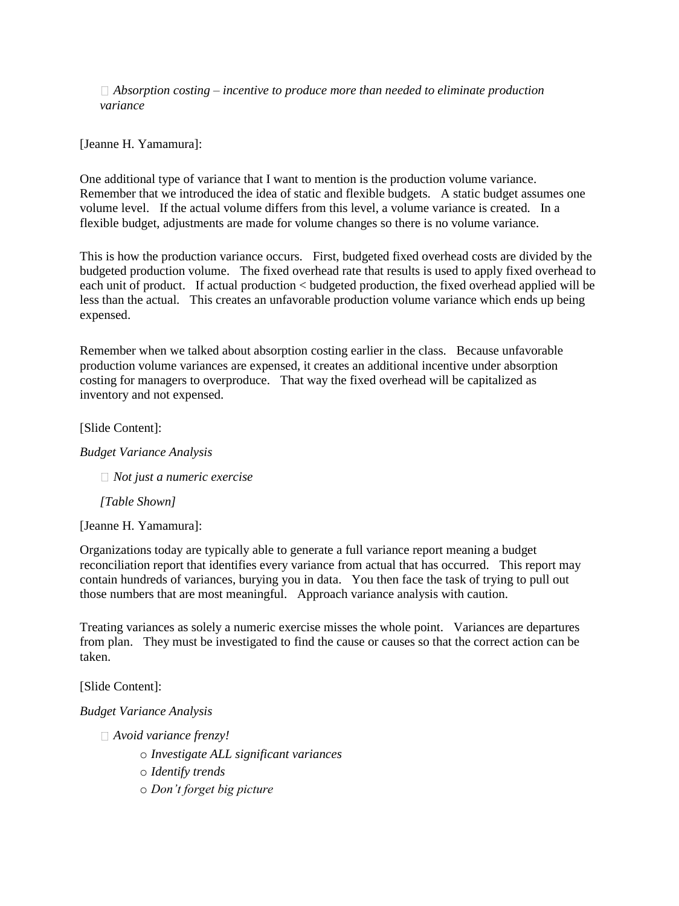- *Absorption costing – incentive to produce more than needed to eliminate production variance*

[Jeanne H. Yamamura]:

One additional type of variance that I want to mention is the production volume variance. Remember that we introduced the idea of static and flexible budgets. A static budget assumes one volume level. If the actual volume differs from this level, a volume variance is created. In a flexible budget, adjustments are made for volume changes so there is no volume variance.

This is how the production variance occurs. First, budgeted fixed overhead costs are divided by the budgeted production volume. The fixed overhead rate that results is used to apply fixed overhead to each unit of product. If actual production < budgeted production, the fixed overhead applied will be less than the actual. This creates an unfavorable production volume variance which ends up being expensed.

Remember when we talked about absorption costing earlier in the class. Because unfavorable production volume variances are expensed, it creates an additional incentive under absorption costing for managers to overproduce. That way the fixed overhead will be capitalized as inventory and not expensed.

[Slide Content]:

*Budget Variance Analysis*

- *Not just a numeric exercise*

  *[Table Shown]*

[Jeanne H. Yamamura]:

Organizations today are typically able to generate a full variance report meaning a budget reconciliation report that identifies every variance from actual that has occurred. This report may contain hundreds of variances, burying you in data. You then face the task of trying to pull out those numbers that are most meaningful. Approach variance analysis with caution.

Treating variances as solely a numeric exercise misses the whole point. Variances are departures from plan. They must be investigated to find the cause or causes so that the correct action can be taken.

[Slide Content]:

*Budget Variance Analysis*

- *Avoid variance frenzy!*
  - *Investigate ALL significant variances*
  - *Identify trends*
  - *Don't forget big picture*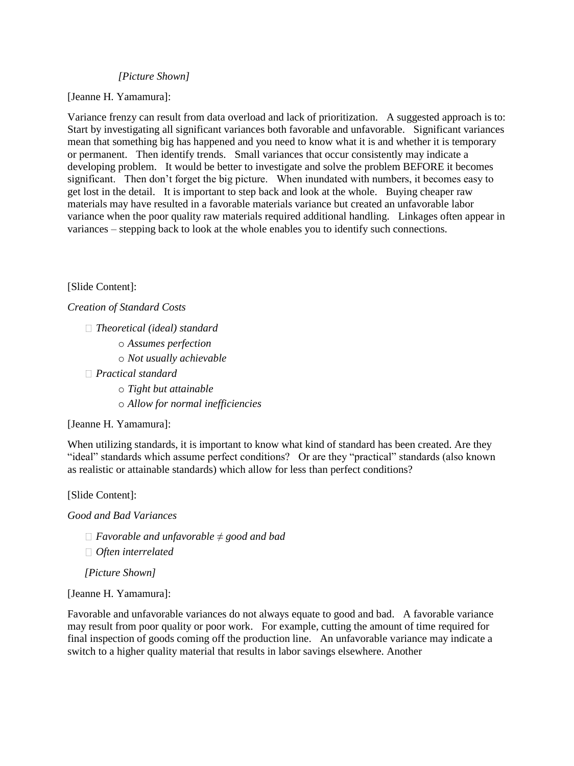*[Picture Shown]*

[Jeanne H. Yamamura]:

Variance frenzy can result from data overload and lack of prioritization. A suggested approach is to: Start by investigating all significant variances both favorable and unfavorable. Significant variances mean that something big has happened and you need to know what it is and whether it is temporary or permanent. Then identify trends. Small variances that occur consistently may indicate a developing problem. It would be better to investigate and solve the problem BEFORE it becomes significant. Then don't forget the big picture. When inundated with numbers, it becomes easy to get lost in the detail. It is important to step back and look at the whole. Buying cheaper raw materials may have resulted in a favorable materials variance but created an unfavorable labor variance when the poor quality raw materials required additional handling. Linkages often appear in variances – stepping back to look at the whole enables you to identify such connections.

[Slide Content]:

*Creation of Standard Costs*

- *Theoretical (ideal) standard*
  - *Assumes perfection*
  - *Not usually achievable*
- *Practical standard*
  - *Tight but attainable*
  - *Allow for normal inefficiencies*

[Jeanne H. Yamamura]:

When utilizing standards, it is important to know what kind of standard has been created. Are they "ideal" standards which assume perfect conditions? Or are they "practical" standards (also known as realistic or attainable standards) which allow for less than perfect conditions?

[Slide Content]:

*Good and Bad Variances*

- *Favorable and unfavorable ≠ good and bad*
- *Often interrelated*

*[Picture Shown]*

[Jeanne H. Yamamura]:

Favorable and unfavorable variances do not always equate to good and bad. A favorable variance may result from poor quality or poor work. For example, cutting the amount of time required for final inspection of goods coming off the production line. An unfavorable variance may indicate a switch to a higher quality material that results in labor savings elsewhere. Another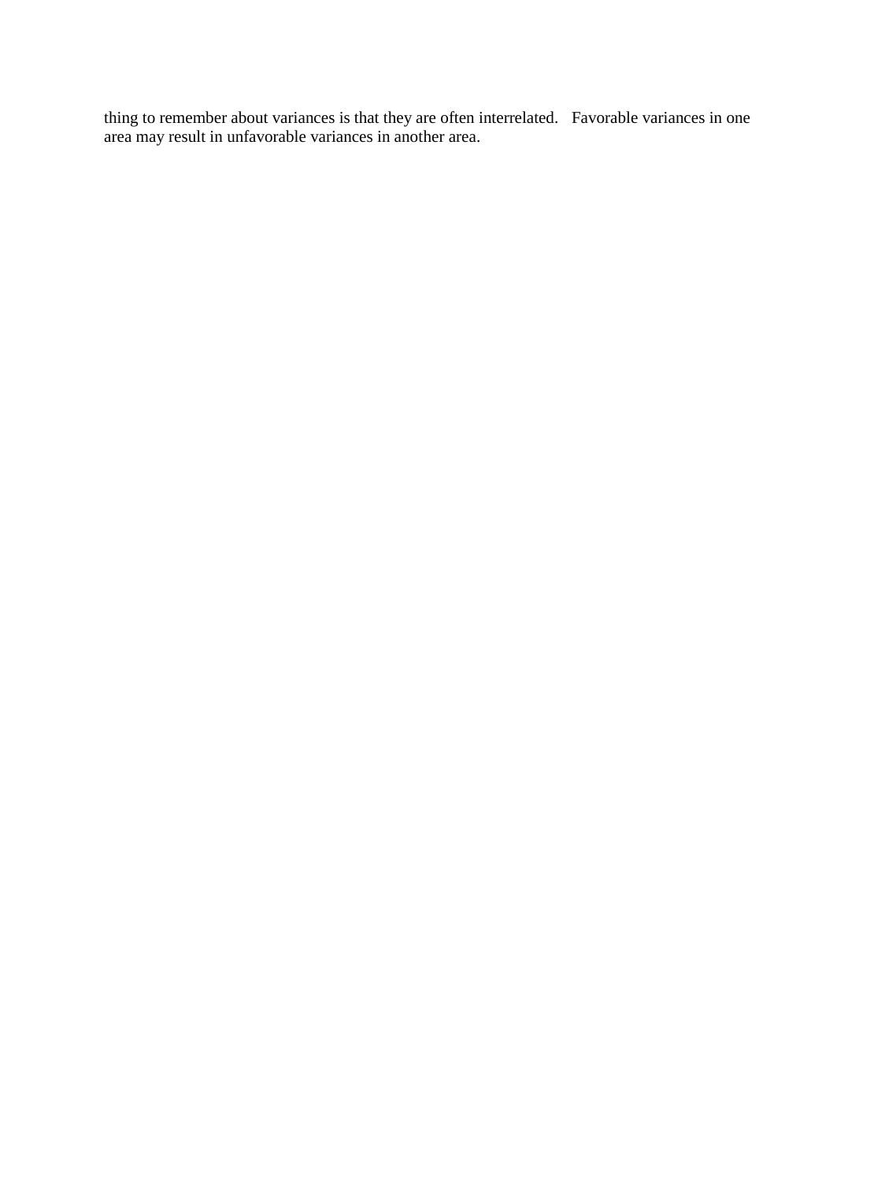thing to remember about variances is that they are often interrelated. Favorable variances in one area may result in unfavorable variances in another area.